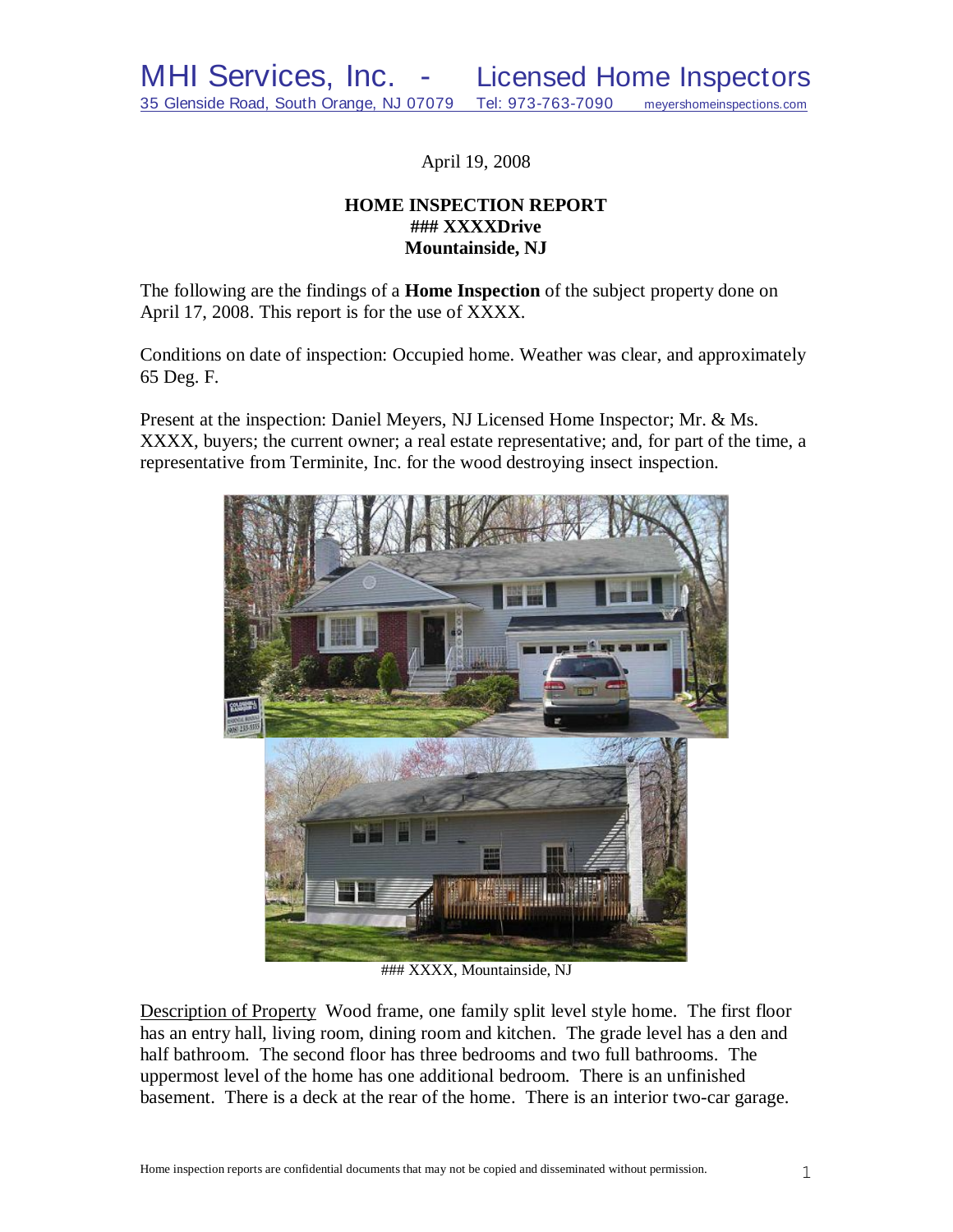MHI Services, Inc. - Licensed Home Inspectors
35 Glenside Road, South Orange, NJ 07079 Tel: 973-763-7090 meyershomeinspections.com

April 19, 2008

**HOME INSPECTION REPORT**
**### XXXXDrive**
**Mountainside, NJ**

The following are the findings of a **Home Inspection** of the subject property done on April 17, 2008. This report is for the use of XXXX.

Conditions on date of inspection: Occupied home. Weather was clear, and approximately 65 Deg. F.

Present at the inspection: Daniel Meyers, NJ Licensed Home Inspector; Mr. & Ms. XXXX, buyers; the current owner; a real estate representative; and, for part of the time, a representative from Terminite, Inc. for the wood destroying insect inspection.

### XXXX, Mountainside, NJ

Description of Property Wood frame, one family split level style home. The first floor has an entry hall, living room, dining room and kitchen. The grade level has a den and half bathroom. The second floor has three bedrooms and two full bathrooms. The uppermost level of the home has one additional bedroom. There is an unfinished basement. There is a deck at the rear of the home. There is an interior two-car garage.

Home inspection reports are confidential documents that may not be copied and disseminated without permission.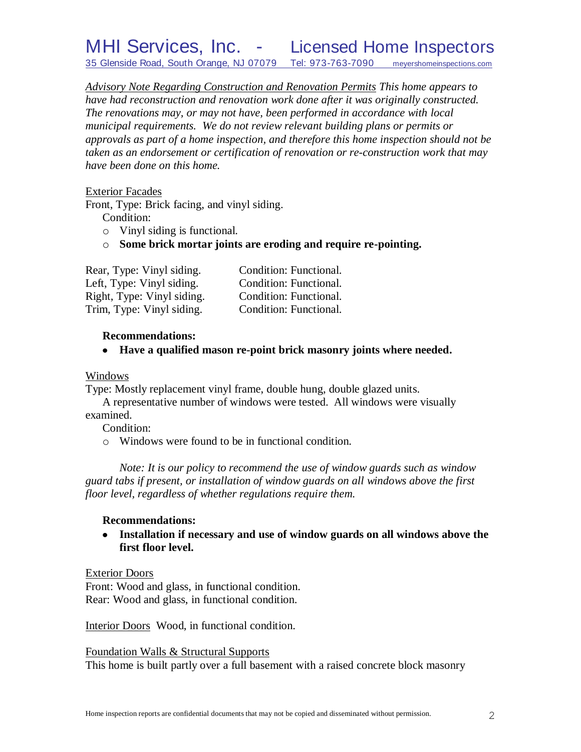*<u>Advisory Note Regarding Construction and Renovation Permits</u> This home appears to have had reconstruction and renovation work done after it was originally constructed. The renovations may, or may not have, been performed in accordance with local municipal requirements. We do not review relevant building plans or permits or approvals as part of a home inspection, and therefore this home inspection should not be taken as an endorsement or certification of renovation or re-construction work that may have been done on this home.*

<u>Exterior Facades</u>

Front, Type: Brick facing, and vinyl siding.

Condition:

- Vinyl siding is functional.
- **Some brick mortar joints are eroding and require re-pointing.**

| | |
|---|---|
| Rear, Type: Vinyl siding. | Condition: Functional. |
| Left, Type: Vinyl siding. | Condition: Functional. |
| Right, Type: Vinyl siding. | Condition: Functional. |
| Trim, Type: Vinyl siding. | Condition: Functional. |

**Recommendations:**

- **Have a qualified mason re-point brick masonry joints where needed.**

<u>Windows</u>

Type: Mostly replacement vinyl frame, double hung, double glazed units.

A representative number of windows were tested. All windows were visually examined.

Condition:

- Windows were found to be in functional condition.

*Note: It is our policy to recommend the use of window guards such as window guard tabs if present, or installation of window guards on all windows above the first floor level, regardless of whether regulations require them.*

**Recommendations:**

- **Installation if necessary and use of window guards on all windows above the first floor level.**

<u>Exterior Doors</u>

Front: Wood and glass, in functional condition.

Rear: Wood and glass, in functional condition.

<u>Interior Doors</u> Wood, in functional condition.

<u>Foundation Walls & Structural Supports</u>

This home is built partly over a full basement with a raised concrete block masonry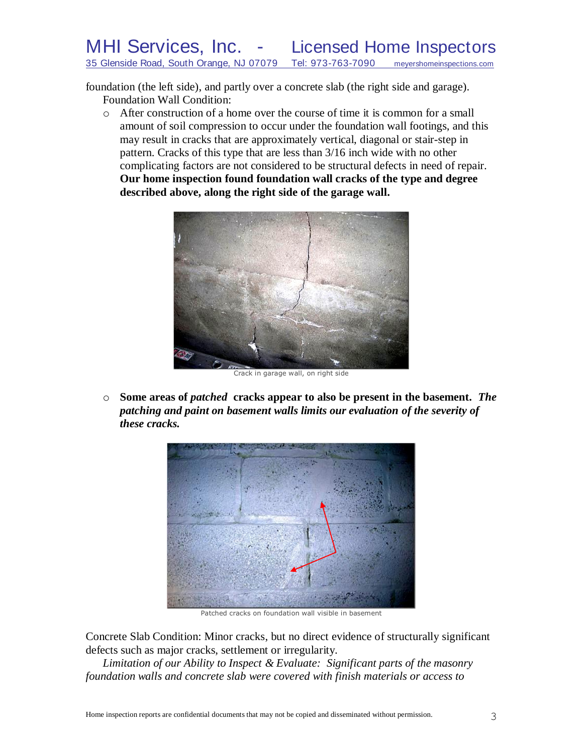foundation (the left side), and partly over a concrete slab (the right side and garage).

Foundation Wall Condition:

- After construction of a home over the course of time it is common for a small amount of soil compression to occur under the foundation wall footings, and this may result in cracks that are approximately vertical, diagonal or stair-step in pattern. Cracks of this type that are less than 3/16 inch wide with no other complicating factors are not considered to be structural defects in need of repair. **Our home inspection found foundation wall cracks of the type and degree described above, along the right side of the garage wall.**

Crack in garage wall, on right side

- **Some areas of *patched* cracks appear to also be present in the basement.** ***The patching and paint on basement walls limits our evaluation of the severity of these cracks.***

Patched cracks on foundation wall visible in basement

Concrete Slab Condition: Minor cracks, but no direct evidence of structurally significant defects such as major cracks, settlement or irregularity.

*Limitation of our Ability to Inspect & Evaluate: Significant parts of the masonry foundation walls and concrete slab were covered with finish materials or access to*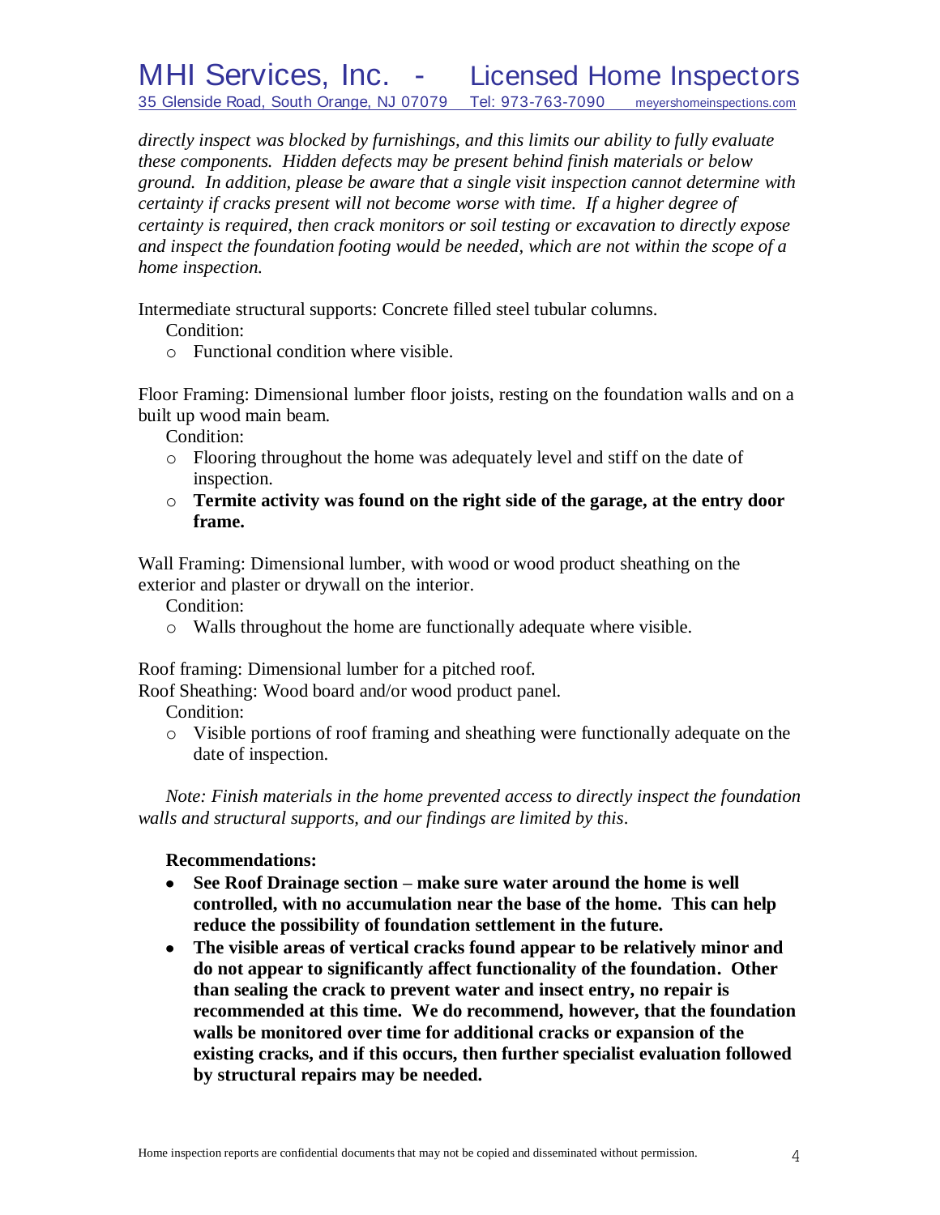*directly inspect was blocked by furnishings, and this limits our ability to fully evaluate these components. Hidden defects may be present behind finish materials or below ground. In addition, please be aware that a single visit inspection cannot determine with certainty if cracks present will not become worse with time. If a higher degree of certainty is required, then crack monitors or soil testing or excavation to directly expose and inspect the foundation footing would be needed, which are not within the scope of a home inspection.*

Intermediate structural supports: Concrete filled steel tubular columns.

Condition:

- Functional condition where visible.

Floor Framing: Dimensional lumber floor joists, resting on the foundation walls and on a built up wood main beam.

Condition:

- Flooring throughout the home was adequately level and stiff on the date of inspection.
- **Termite activity was found on the right side of the garage, at the entry door frame.**

Wall Framing: Dimensional lumber, with wood or wood product sheathing on the exterior and plaster or drywall on the interior.

Condition:

- Walls throughout the home are functionally adequate where visible.

Roof framing: Dimensional lumber for a pitched roof.
Roof Sheathing: Wood board and/or wood product panel.

Condition:

- Visible portions of roof framing and sheathing were functionally adequate on the date of inspection.

*Note: Finish materials in the home prevented access to directly inspect the foundation walls and structural supports, and our findings are limited by this.*

**Recommendations:**

- **See Roof Drainage section – make sure water around the home is well controlled, with no accumulation near the base of the home. This can help reduce the possibility of foundation settlement in the future.**
- **The visible areas of vertical cracks found appear to be relatively minor and do not appear to significantly affect functionality of the foundation. Other than sealing the crack to prevent water and insect entry, no repair is recommended at this time. We do recommend, however, that the foundation walls be monitored over time for additional cracks or expansion of the existing cracks, and if this occurs, then further specialist evaluation followed by structural repairs may be needed.**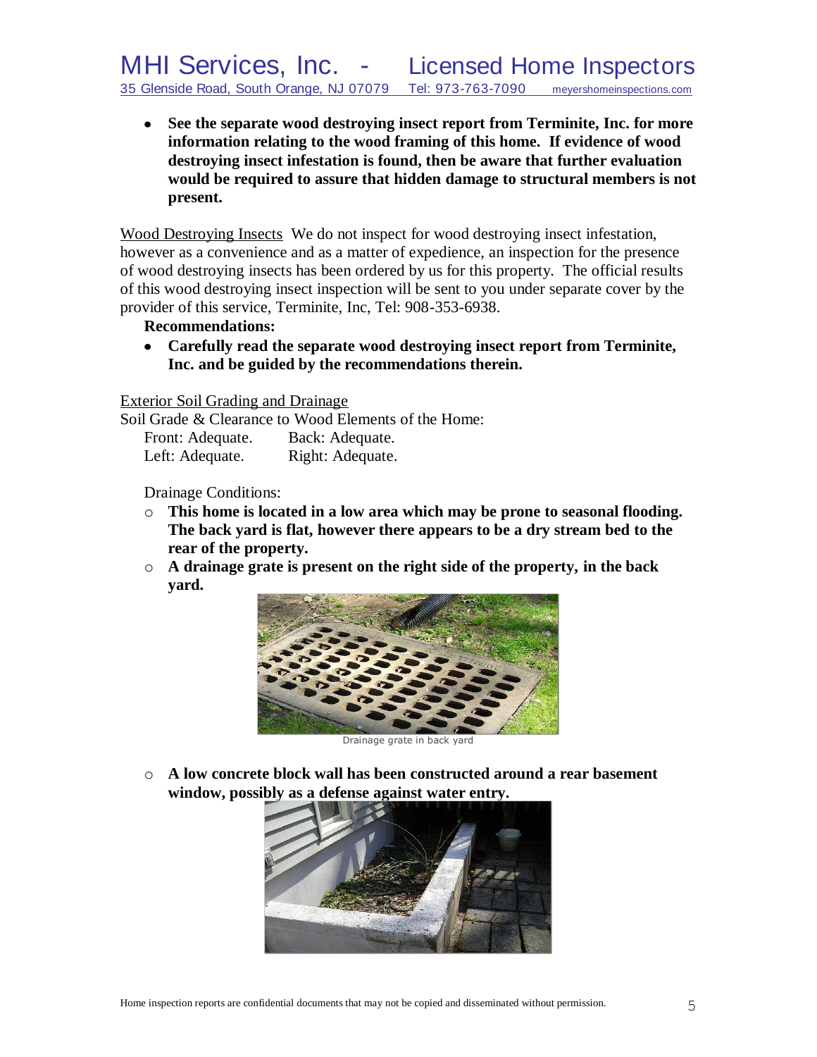- **See the separate wood destroying insect report from Terminite, Inc. for more information relating to the wood framing of this home. If evidence of wood destroying insect infestation is found, then be aware that further evaluation would be required to assure that hidden damage to structural members is not present.**

<u>Wood Destroying Insects</u> We do not inspect for wood destroying insect infestation, however as a convenience and as a matter of expedience, an inspection for the presence of wood destroying insects has been ordered by us for this property. The official results of this wood destroying insect inspection will be sent to you under separate cover by the provider of this service, Terminite, Inc, Tel: 908-353-6938.

**Recommendations:**

- **Carefully read the separate wood destroying insect report from Terminite, Inc. and be guided by the recommendations therein.**

<u>Exterior Soil Grading and Drainage</u>

Soil Grade & Clearance to Wood Elements of the Home:

Front: Adequate. Back: Adequate.
Left: Adequate. Right: Adequate.

Drainage Conditions:

- **This home is located in a low area which may be prone to seasonal flooding. The back yard is flat, however there appears to be a dry stream bed to the rear of the property.**
- **A drainage grate is present on the right side of the property, in the back yard.**

Drainage grate in back yard

- **A low concrete block wall has been constructed around a rear basement window, possibly as a defense against water entry.**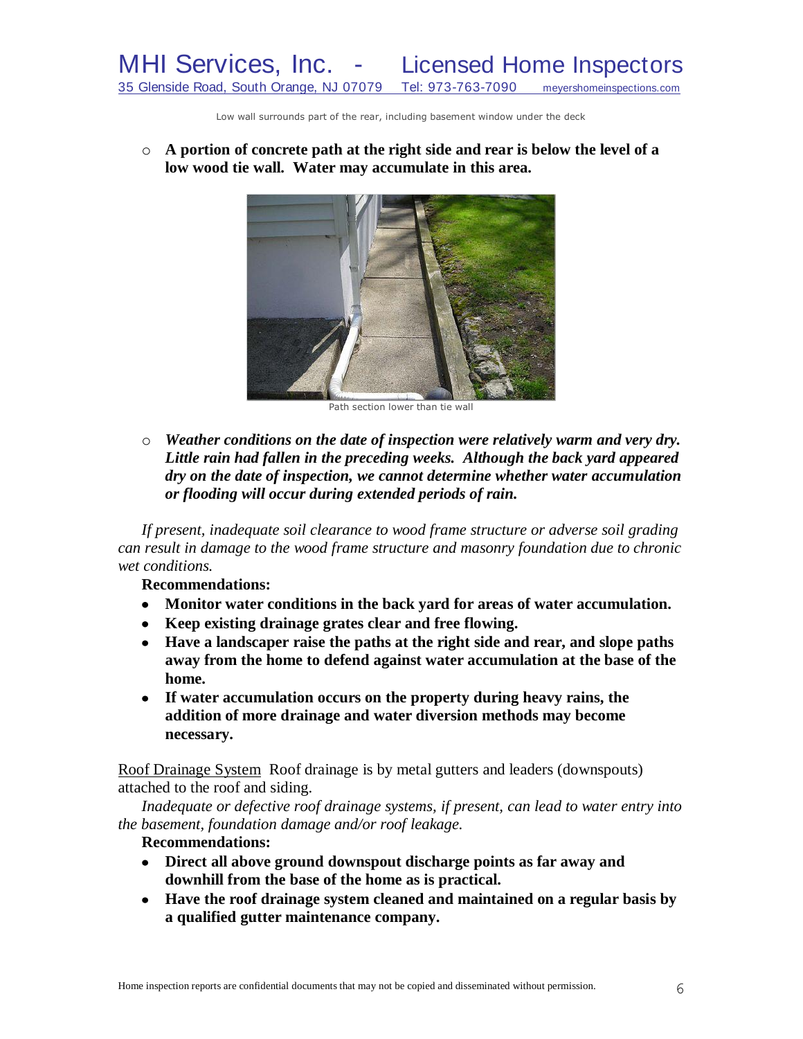Low wall surrounds part of the rear, including basement window under the deck

- **A portion of concrete path at the right side and rear is below the level of a low wood tie wall. Water may accumulate in this area.**

Path section lower than tie wall

- ***Weather conditions on the date of inspection were relatively warm and very dry. Little rain had fallen in the preceding weeks. Although the back yard appeared dry on the date of inspection, we cannot determine whether water accumulation or flooding will occur during extended periods of rain.***

*If present, inadequate soil clearance to wood frame structure or adverse soil grading can result in damage to the wood frame structure and masonry foundation due to chronic wet conditions.*

**Recommendations:**

- **Monitor water conditions in the back yard for areas of water accumulation.**
- **Keep existing drainage grates clear and free flowing.**
- **Have a landscaper raise the paths at the right side and rear, and slope paths away from the home to defend against water accumulation at the base of the home.**
- **If water accumulation occurs on the property during heavy rains, the addition of more drainage and water diversion methods may become necessary.**

<u>Roof Drainage System</u> Roof drainage is by metal gutters and leaders (downspouts) attached to the roof and siding.

*Inadequate or defective roof drainage systems, if present, can lead to water entry into the basement, foundation damage and/or roof leakage.*

**Recommendations:**

- **Direct all above ground downspout discharge points as far away and downhill from the base of the home as is practical.**
- **Have the roof drainage system cleaned and maintained on a regular basis by a qualified gutter maintenance company.**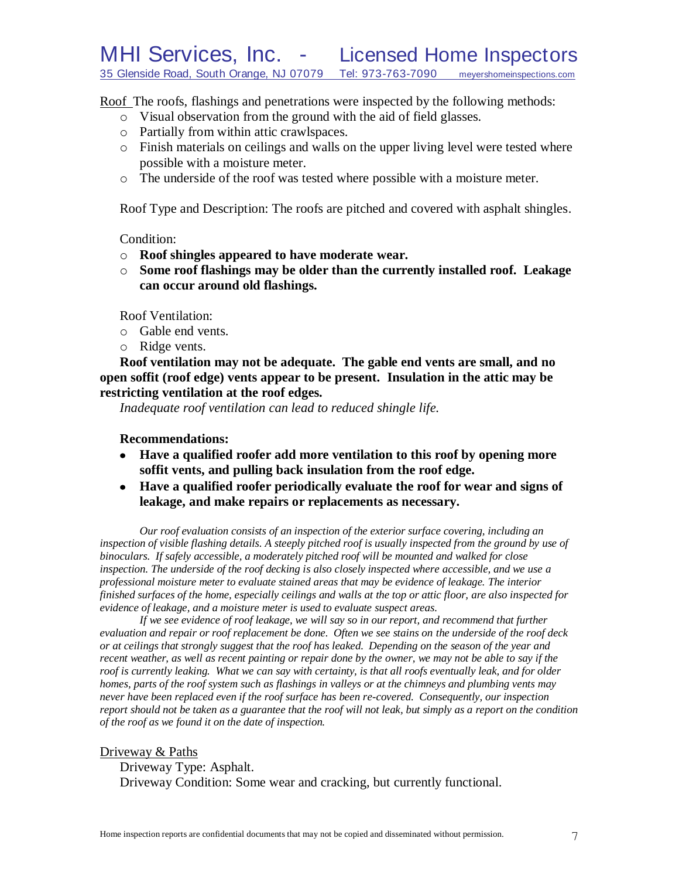Roof The roofs, flashings and penetrations were inspected by the following methods:

- Visual observation from the ground with the aid of field glasses.
- Partially from within attic crawlspaces.
- Finish materials on ceilings and walls on the upper living level were tested where possible with a moisture meter.
- The underside of the roof was tested where possible with a moisture meter.

Roof Type and Description: The roofs are pitched and covered with asphalt shingles.

Condition:

- **Roof shingles appeared to have moderate wear.**
- **Some roof flashings may be older than the currently installed roof. Leakage can occur around old flashings.**

Roof Ventilation:

- Gable end vents.
- Ridge vents.

**Roof ventilation may not be adequate. The gable end vents are small, and no open soffit (roof edge) vents appear to be present. Insulation in the attic may be restricting ventilation at the roof edges.**

*Inadequate roof ventilation can lead to reduced shingle life.*

**Recommendations:**

- **Have a qualified roofer add more ventilation to this roof by opening more soffit vents, and pulling back insulation from the roof edge.**
- **Have a qualified roofer periodically evaluate the roof for wear and signs of leakage, and make repairs or replacements as necessary.**

*Our roof evaluation consists of an inspection of the exterior surface covering, including an inspection of visible flashing details. A steeply pitched roof is usually inspected from the ground by use of binoculars. If safely accessible, a moderately pitched roof will be mounted and walked for close inspection. The underside of the roof decking is also closely inspected where accessible, and we use a professional moisture meter to evaluate stained areas that may be evidence of leakage. The interior finished surfaces of the home, especially ceilings and walls at the top or attic floor, are also inspected for evidence of leakage, and a moisture meter is used to evaluate suspect areas.*

*If we see evidence of roof leakage, we will say so in our report, and recommend that further evaluation and repair or roof replacement be done. Often we see stains on the underside of the roof deck or at ceilings that strongly suggest that the roof has leaked. Depending on the season of the year and recent weather, as well as recent painting or repair done by the owner, we may not be able to say if the roof is currently leaking. What we can say with certainty, is that all roofs eventually leak, and for older homes, parts of the roof system such as flashings in valleys or at the chimneys and plumbing vents may never have been replaced even if the roof surface has been re-covered. Consequently, our inspection report should not be taken as a guarantee that the roof will not leak, but simply as a report on the condition of the roof as we found it on the date of inspection.*

Driveway & Paths

Driveway Type: Asphalt.

Driveway Condition: Some wear and cracking, but currently functional.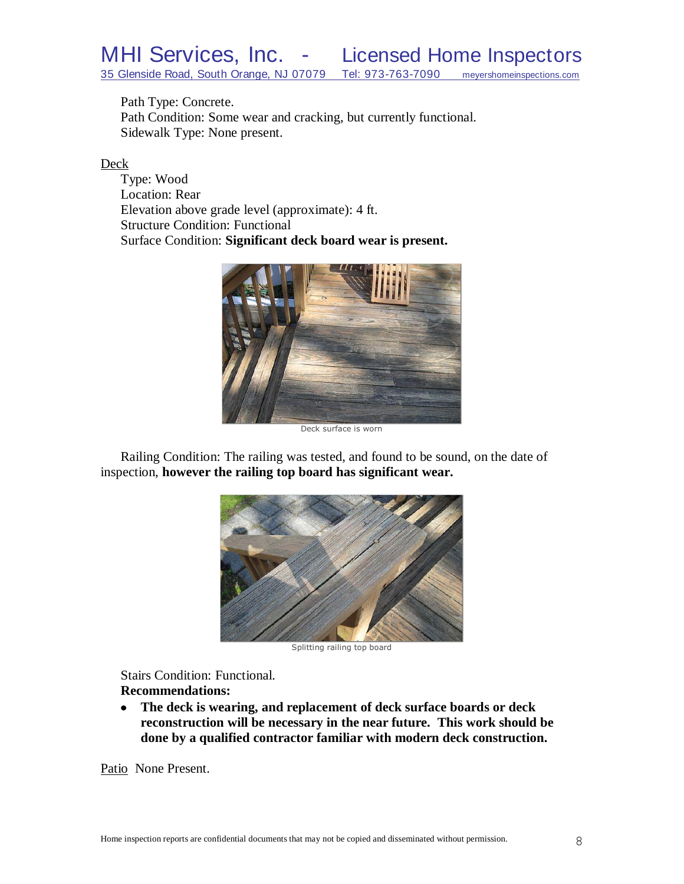Path Type: Concrete.
Path Condition: Some wear and cracking, but currently functional.
Sidewalk Type: None present.

Deck

Type: Wood
Location: Rear
Elevation above grade level (approximate): 4 ft.
Structure Condition: Functional
Surface Condition: **Significant deck board wear is present.**

Deck surface is worn

Railing Condition: The railing was tested, and found to be sound, on the date of inspection, **however the railing top board has significant wear.**

Splitting railing top board

Stairs Condition: Functional.
**Recommendations:**

- **The deck is wearing, and replacement of deck surface boards or deck reconstruction will be necessary in the near future. This work should be done by a qualified contractor familiar with modern deck construction.**

Patio None Present.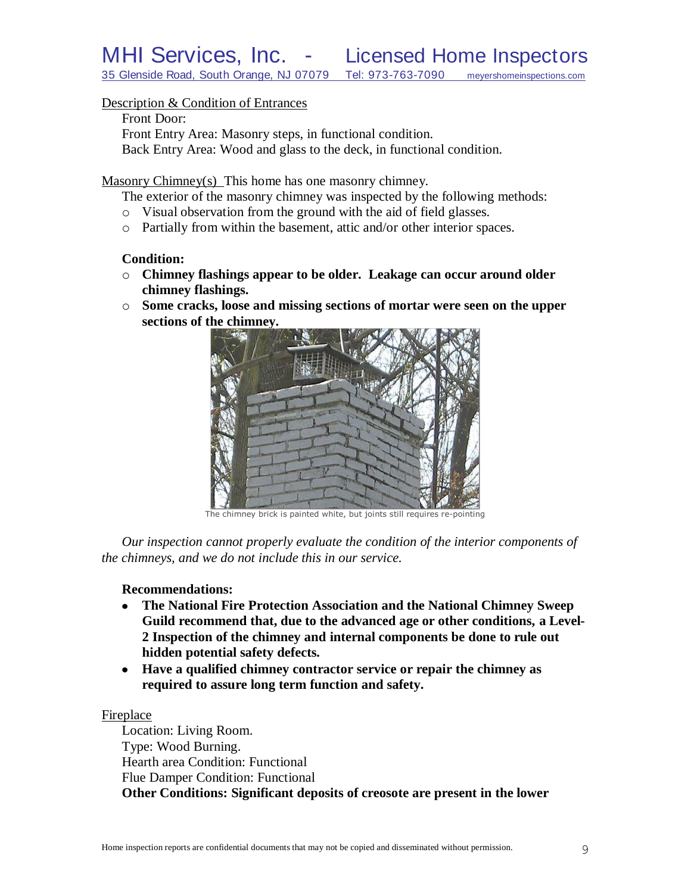Description & Condition of Entrances

Front Door:
Front Entry Area: Masonry steps, in functional condition.
Back Entry Area: Wood and glass to the deck, in functional condition.

Masonry Chimney(s) This home has one masonry chimney.

The exterior of the masonry chimney was inspected by the following methods:

- Visual observation from the ground with the aid of field glasses.
- Partially from within the basement, attic and/or other interior spaces.

**Condition:**

- **Chimney flashings appear to be older. Leakage can occur around older chimney flashings.**
- **Some cracks, loose and missing sections of mortar were seen on the upper sections of the chimney.**

The chimney brick is painted white, but joints still requires re-pointing

*Our inspection cannot properly evaluate the condition of the interior components of the chimneys, and we do not include this in our service.*

**Recommendations:**

- **The National Fire Protection Association and the National Chimney Sweep Guild recommend that, due to the advanced age or other conditions, a Level-2 Inspection of the chimney and internal components be done to rule out hidden potential safety defects.**
- **Have a qualified chimney contractor service or repair the chimney as required to assure long term function and safety.**

Fireplace

Location: Living Room.
Type: Wood Burning.
Hearth area Condition: Functional
Flue Damper Condition: Functional
**Other Conditions: Significant deposits of creosote are present in the lower**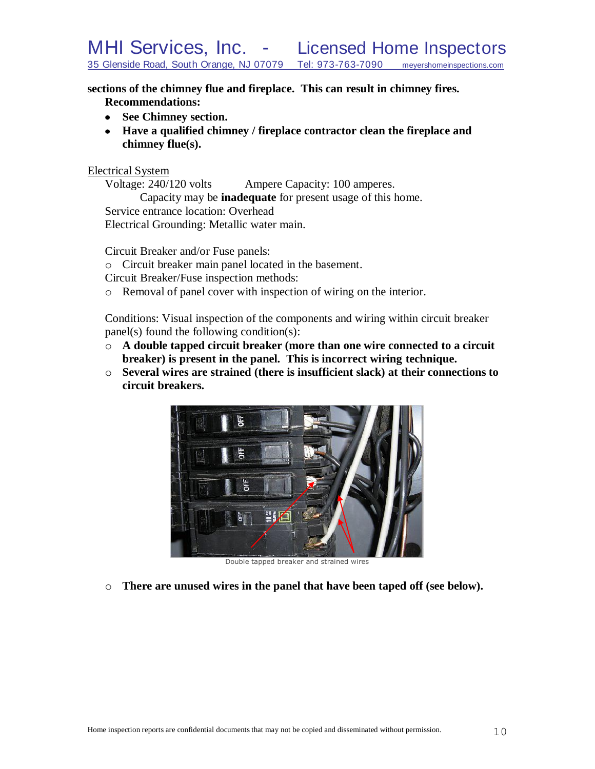**sections of the chimney flue and fireplace. This can result in chimney fires.**

**Recommendations:**

- **See Chimney section.**
- **Have a qualified chimney / fireplace contractor clean the fireplace and chimney flue(s).**

Electrical System

Voltage: 240/120 volts    Ampere Capacity: 100 amperes.

Capacity may be **inadequate** for present usage of this home.

Service entrance location: Overhead

Electrical Grounding: Metallic water main.

Circuit Breaker and/or Fuse panels:

- Circuit breaker main panel located in the basement.

Circuit Breaker/Fuse inspection methods:

- Removal of panel cover with inspection of wiring on the interior.

Conditions: Visual inspection of the components and wiring within circuit breaker panel(s) found the following condition(s):

- **A double tapped circuit breaker (more than one wire connected to a circuit breaker) is present in the panel. This is incorrect wiring technique.**
- **Several wires are strained (there is insufficient slack) at their connections to circuit breakers.**

Double tapped breaker and strained wires

- **There are unused wires in the panel that have been taped off (see below).**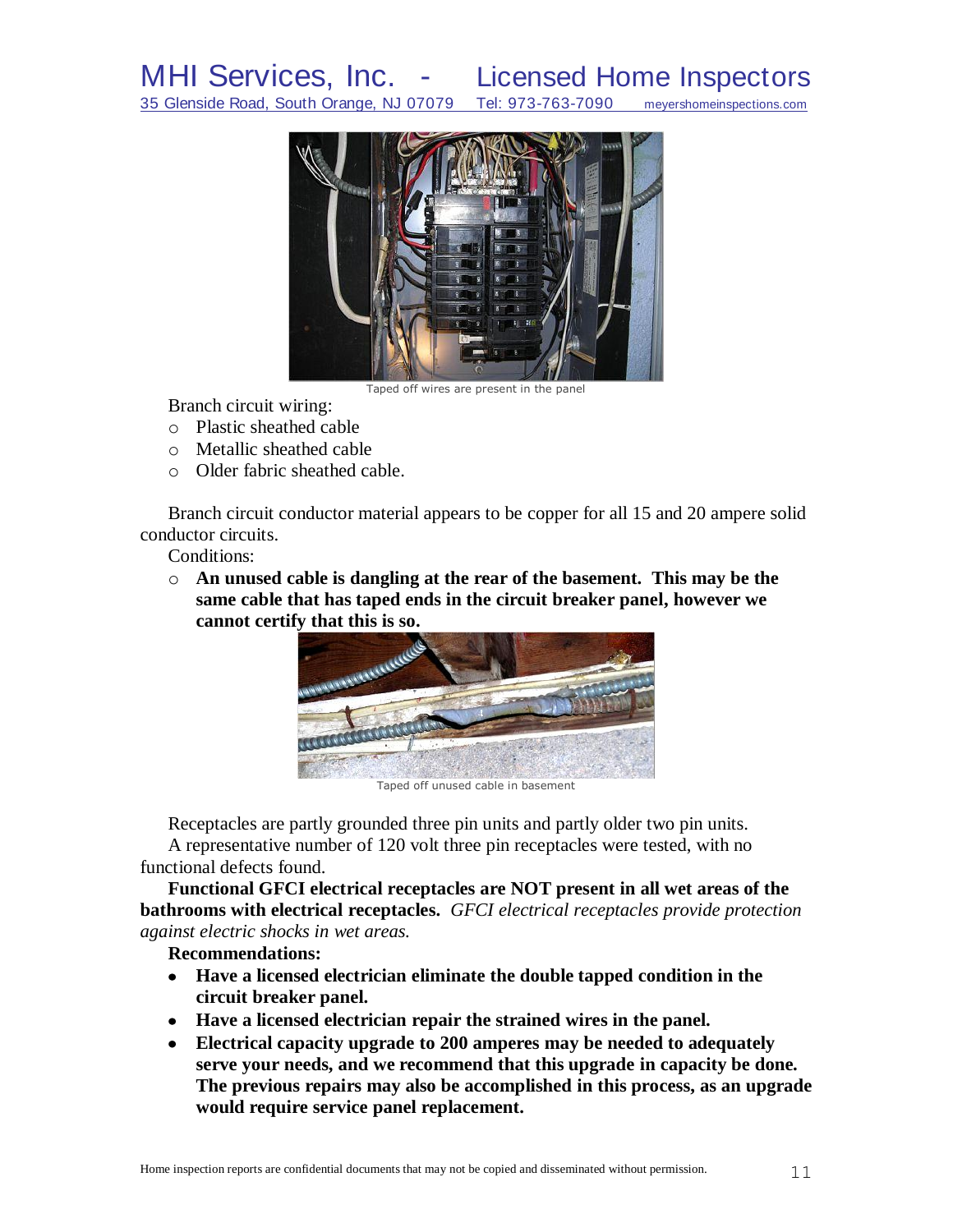Taped off wires are present in the panel

Branch circuit wiring:

- Plastic sheathed cable
- Metallic sheathed cable
- Older fabric sheathed cable.

Branch circuit conductor material appears to be copper for all 15 and 20 ampere solid conductor circuits.

Conditions:

- **An unused cable is dangling at the rear of the basement. This may be the same cable that has taped ends in the circuit breaker panel, however we cannot certify that this is so.**

Taped off unused cable in basement

Receptacles are partly grounded three pin units and partly older two pin units.

A representative number of 120 volt three pin receptacles were tested, with no functional defects found.

**Functional GFCI electrical receptacles are NOT present in all wet areas of the bathrooms with electrical receptacles.** *GFCI electrical receptacles provide protection against electric shocks in wet areas.*

**Recommendations:**

- **Have a licensed electrician eliminate the double tapped condition in the circuit breaker panel.**
- **Have a licensed electrician repair the strained wires in the panel.**
- **Electrical capacity upgrade to 200 amperes may be needed to adequately serve your needs, and we recommend that this upgrade in capacity be done. The previous repairs may also be accomplished in this process, as an upgrade would require service panel replacement.**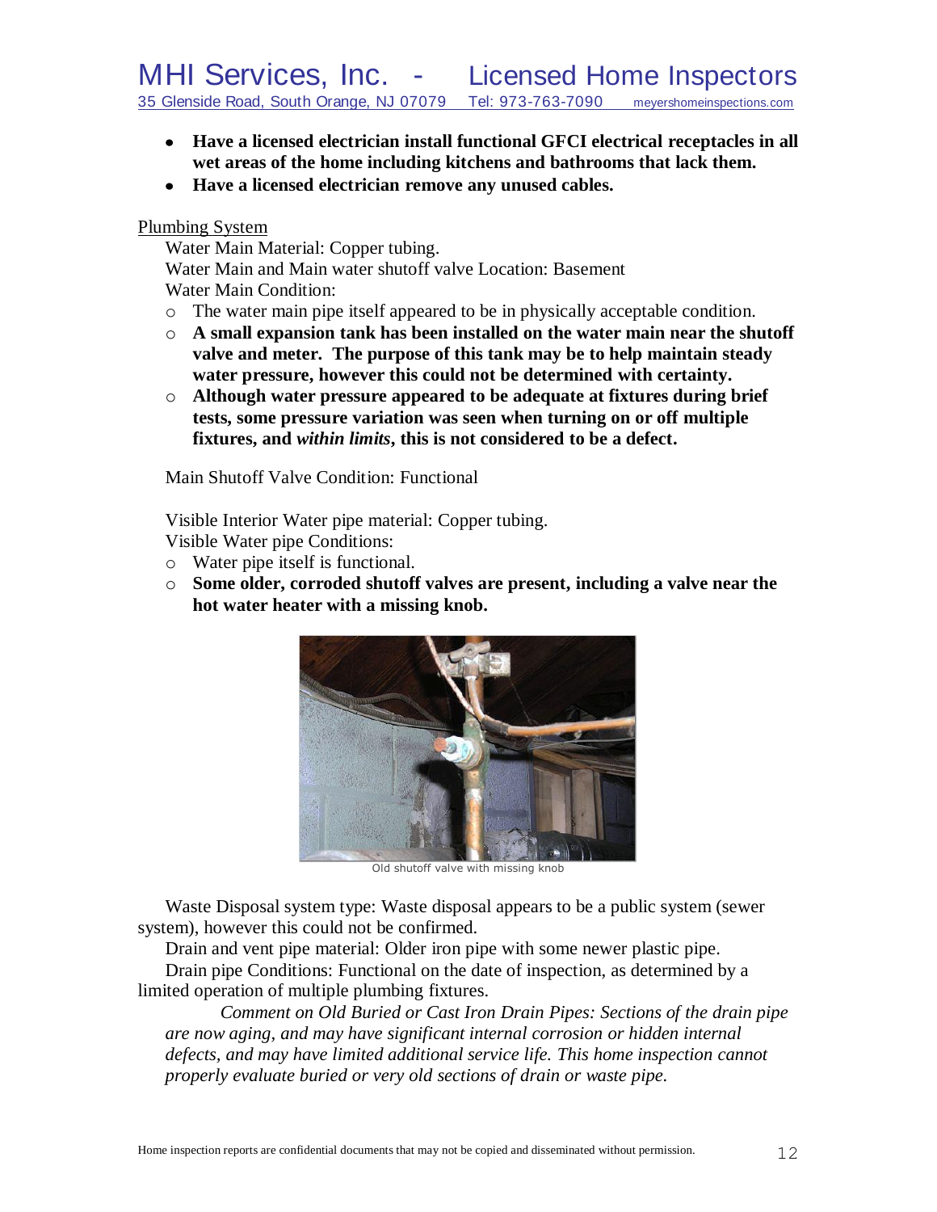- **Have a licensed electrician install functional GFCI electrical receptacles in all wet areas of the home including kitchens and bathrooms that lack them.**
- **Have a licensed electrician remove any unused cables.**

Plumbing System

Water Main Material: Copper tubing.

Water Main and Main water shutoff valve Location: Basement

Water Main Condition:

- The water main pipe itself appeared to be in physically acceptable condition.
- **A small expansion tank has been installed on the water main near the shutoff valve and meter. The purpose of this tank may be to help maintain steady water pressure, however this could not be determined with certainty.**
- **Although water pressure appeared to be adequate at fixtures during brief tests, some pressure variation was seen when turning on or off multiple fixtures, and *within limits*, this is not considered to be a defect.**

Main Shutoff Valve Condition: Functional

Visible Interior Water pipe material: Copper tubing.

Visible Water pipe Conditions:

- Water pipe itself is functional.
- **Some older, corroded shutoff valves are present, including a valve near the hot water heater with a missing knob.**

Old shutoff valve with missing knob

Waste Disposal system type: Waste disposal appears to be a public system (sewer system), however this could not be confirmed.

Drain and vent pipe material: Older iron pipe with some newer plastic pipe.

Drain pipe Conditions: Functional on the date of inspection, as determined by a limited operation of multiple plumbing fixtures.

*Comment on Old Buried or Cast Iron Drain Pipes: Sections of the drain pipe are now aging, and may have significant internal corrosion or hidden internal defects, and may have limited additional service life. This home inspection cannot properly evaluate buried or very old sections of drain or waste pipe.*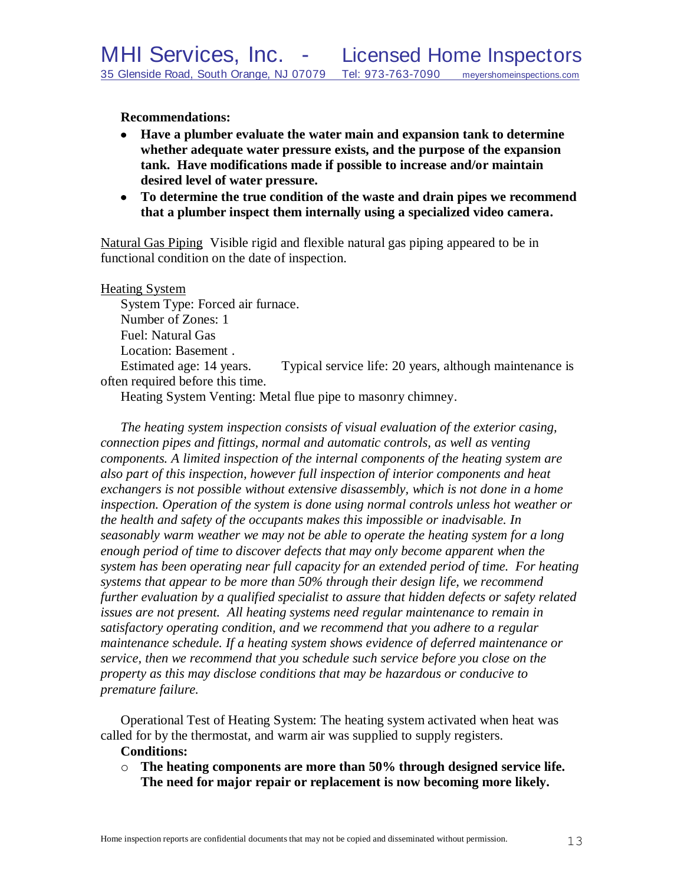**Recommendations:**

- **Have a plumber evaluate the water main and expansion tank to determine whether adequate water pressure exists, and the purpose of the expansion tank. Have modifications made if possible to increase and/or maintain desired level of water pressure.**
- **To determine the true condition of the waste and drain pipes we recommend that a plumber inspect them internally using a specialized video camera.**

<u>Natural Gas Piping</u> Visible rigid and flexible natural gas piping appeared to be in functional condition on the date of inspection.

<u>Heating System</u>

System Type: Forced air furnace.
Number of Zones: 1
Fuel: Natural Gas
Location: Basement .
Estimated age: 14 years. Typical service life: 20 years, although maintenance is often required before this time.
Heating System Venting: Metal flue pipe to masonry chimney.

*The heating system inspection consists of visual evaluation of the exterior casing, connection pipes and fittings, normal and automatic controls, as well as venting components. A limited inspection of the internal components of the heating system are also part of this inspection, however full inspection of interior components and heat exchangers is not possible without extensive disassembly, which is not done in a home inspection. Operation of the system is done using normal controls unless hot weather or the health and safety of the occupants makes this impossible or inadvisable. In seasonably warm weather we may not be able to operate the heating system for a long enough period of time to discover defects that may only become apparent when the system has been operating near full capacity for an extended period of time. For heating systems that appear to be more than 50% through their design life, we recommend further evaluation by a qualified specialist to assure that hidden defects or safety related issues are not present. All heating systems need regular maintenance to remain in satisfactory operating condition, and we recommend that you adhere to a regular maintenance schedule. If a heating system shows evidence of deferred maintenance or service, then we recommend that you schedule such service before you close on the property as this may disclose conditions that may be hazardous or conducive to premature failure.*

Operational Test of Heating System: The heating system activated when heat was called for by the thermostat, and warm air was supplied to supply registers.

**Conditions:**

- **The heating components are more than 50% through designed service life. The need for major repair or replacement is now becoming more likely.**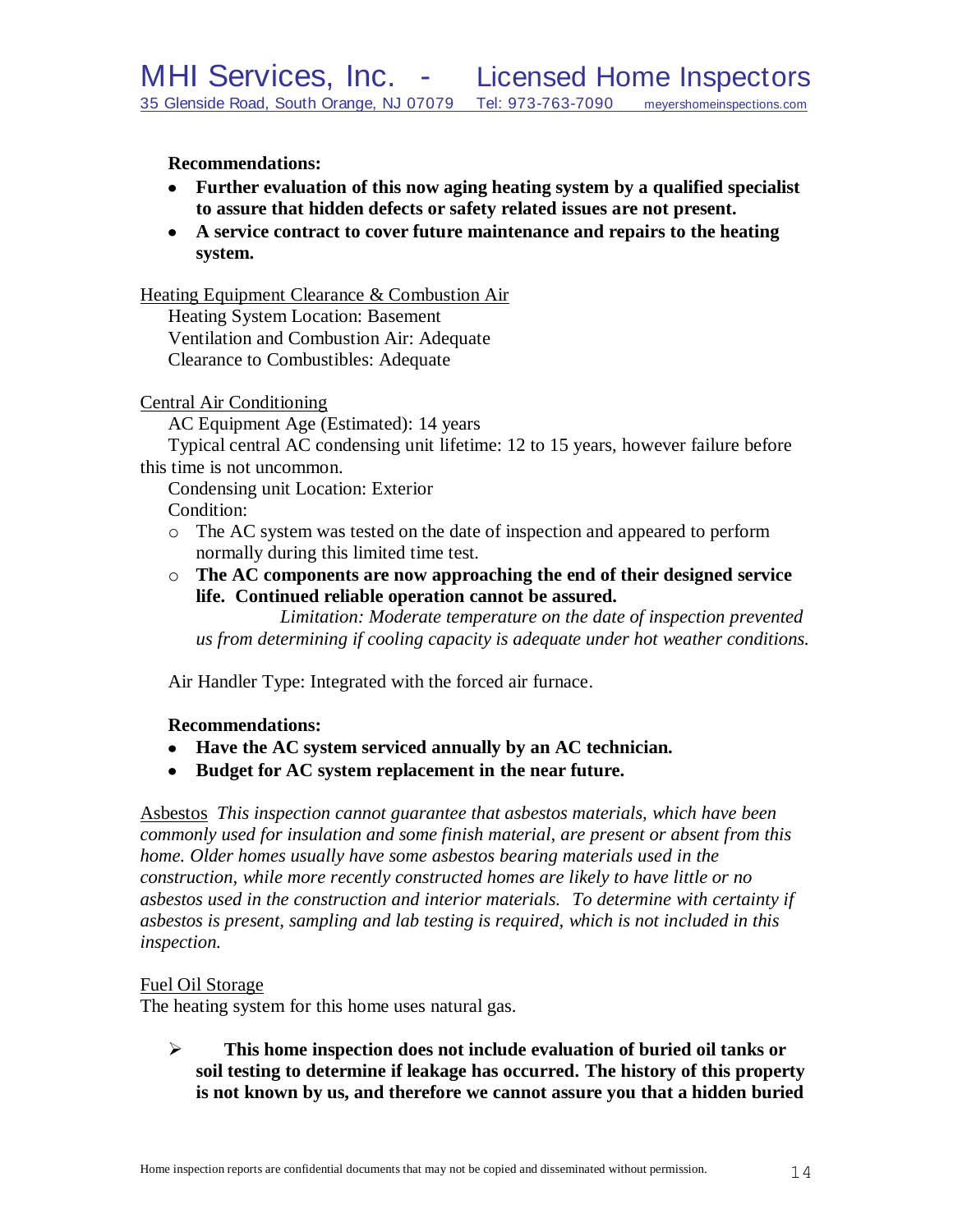**Recommendations:**

- **Further evaluation of this now aging heating system by a qualified specialist to assure that hidden defects or safety related issues are not present.**
- **A service contract to cover future maintenance and repairs to the heating system.**

Heating Equipment Clearance & Combustion Air

Heating System Location: Basement
Ventilation and Combustion Air: Adequate
Clearance to Combustibles: Adequate

Central Air Conditioning

AC Equipment Age (Estimated): 14 years
Typical central AC condensing unit lifetime: 12 to 15 years, however failure before this time is not uncommon.
Condensing unit Location: Exterior
Condition:

- The AC system was tested on the date of inspection and appeared to perform normally during this limited time test.
- **The AC components are now approaching the end of their designed service life. Continued reliable operation cannot be assured.**
  *Limitation: Moderate temperature on the date of inspection prevented us from determining if cooling capacity is adequate under hot weather conditions.*

Air Handler Type: Integrated with the forced air furnace.

**Recommendations:**

- **Have the AC system serviced annually by an AC technician.**
- **Budget for AC system replacement in the near future.**

Asbestos *This inspection cannot guarantee that asbestos materials, which have been commonly used for insulation and some finish material, are present or absent from this home. Older homes usually have some asbestos bearing materials used in the construction, while more recently constructed homes are likely to have little or no asbestos used in the construction and interior materials. To determine with certainty if asbestos is present, sampling and lab testing is required, which is not included in this inspection.*

Fuel Oil Storage

The heating system for this home uses natural gas.

- **This home inspection does not include evaluation of buried oil tanks or soil testing to determine if leakage has occurred. The history of this property is not known by us, and therefore we cannot assure you that a hidden buried**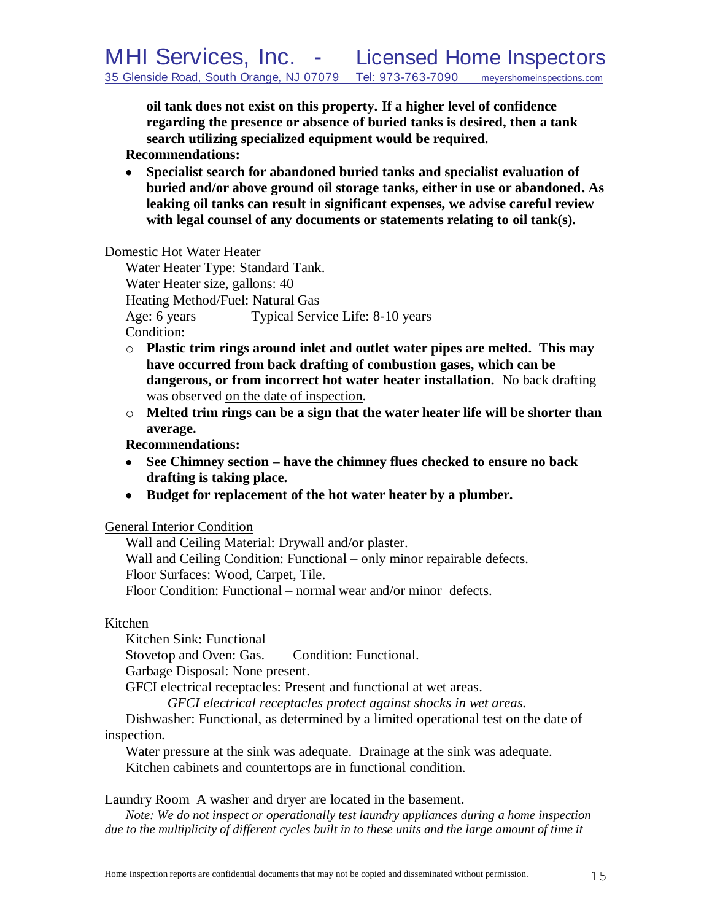**oil tank does not exist on this property. If a higher level of confidence regarding the presence or absence of buried tanks is desired, then a tank search utilizing specialized equipment would be required.**

**Recommendations:**

- **Specialist search for abandoned buried tanks and specialist evaluation of buried and/or above ground oil storage tanks, either in use or abandoned. As leaking oil tanks can result in significant expenses, we advise careful review with legal counsel of any documents or statements relating to oil tank(s).**

Domestic Hot Water Heater

Water Heater Type: Standard Tank.
Water Heater size, gallons: 40
Heating Method/Fuel: Natural Gas
Age: 6 years      Typical Service Life: 8-10 years
Condition:

- **Plastic trim rings around inlet and outlet water pipes are melted. This may have occurred from back drafting of combustion gases, which can be dangerous, or from incorrect hot water heater installation.** No back drafting was observed on the date of inspection.
- **Melted trim rings can be a sign that the water heater life will be shorter than average.**

**Recommendations:**

- **See Chimney section – have the chimney flues checked to ensure no back drafting is taking place.**
- **Budget for replacement of the hot water heater by a plumber.**

General Interior Condition

Wall and Ceiling Material: Drywall and/or plaster.
Wall and Ceiling Condition: Functional – only minor repairable defects.
Floor Surfaces: Wood, Carpet, Tile.
Floor Condition: Functional – normal wear and/or minor defects.

Kitchen

Kitchen Sink: Functional
Stovetop and Oven: Gas.      Condition: Functional.
Garbage Disposal: None present.
GFCI electrical receptacles: Present and functional at wet areas.

*GFCI electrical receptacles protect against shocks in wet areas.*

Dishwasher: Functional, as determined by a limited operational test on the date of inspection.

Water pressure at the sink was adequate. Drainage at the sink was adequate.
Kitchen cabinets and countertops are in functional condition.

Laundry Room A washer and dryer are located in the basement.

*Note: We do not inspect or operationally test laundry appliances during a home inspection due to the multiplicity of different cycles built in to these units and the large amount of time it*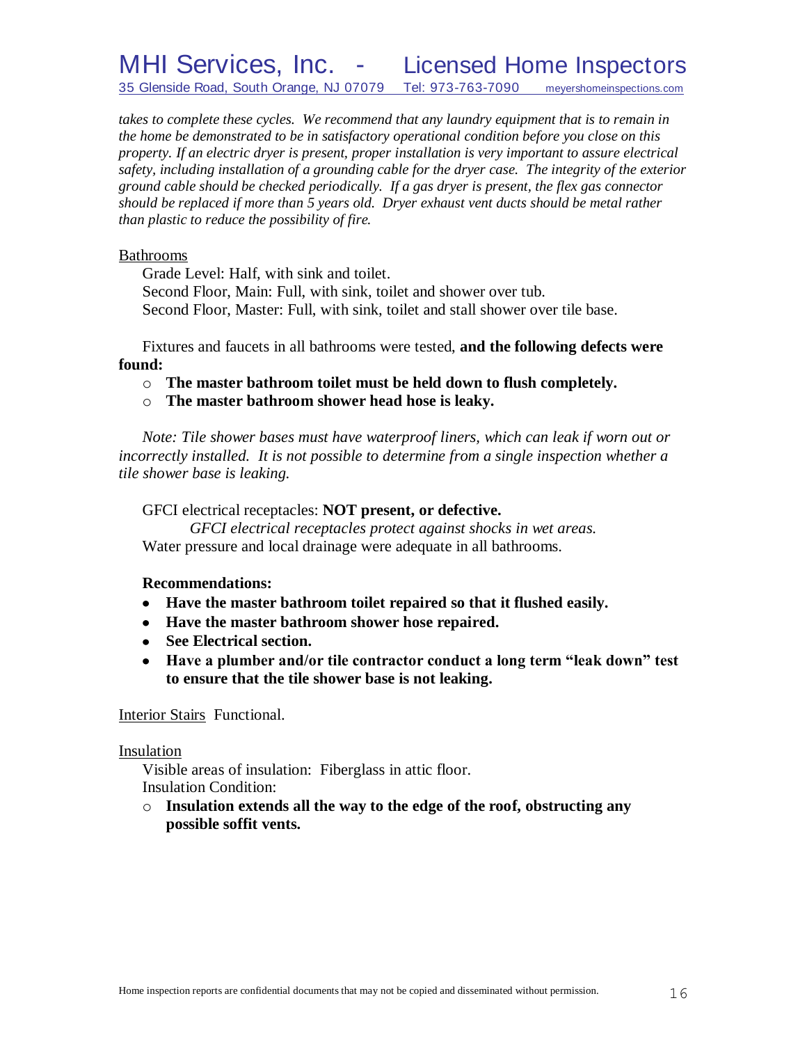*takes to complete these cycles. We recommend that any laundry equipment that is to remain in the home be demonstrated to be in satisfactory operational condition before you close on this property. If an electric dryer is present, proper installation is very important to assure electrical safety, including installation of a grounding cable for the dryer case. The integrity of the exterior ground cable should be checked periodically. If a gas dryer is present, the flex gas connector should be replaced if more than 5 years old. Dryer exhaust vent ducts should be metal rather than plastic to reduce the possibility of fire.*

<u>Bathrooms</u>

Grade Level: Half, with sink and toilet.
Second Floor, Main: Full, with sink, toilet and shower over tub.
Second Floor, Master: Full, with sink, toilet and stall shower over tile base.

Fixtures and faucets in all bathrooms were tested, **and the following defects were found:**

- **The master bathroom toilet must be held down to flush completely.**
- **The master bathroom shower head hose is leaky.**

*Note: Tile shower bases must have waterproof liners, which can leak if worn out or incorrectly installed. It is not possible to determine from a single inspection whether a tile shower base is leaking.*

GFCI electrical receptacles: **NOT present, or defective.**

*GFCI electrical receptacles protect against shocks in wet areas.*

Water pressure and local drainage were adequate in all bathrooms.

**Recommendations:**

- **Have the master bathroom toilet repaired so that it flushed easily.**
- **Have the master bathroom shower hose repaired.**
- **See Electrical section.**
- **Have a plumber and/or tile contractor conduct a long term "leak down" test to ensure that the tile shower base is not leaking.**

<u>Interior Stairs</u> Functional.

<u>Insulation</u>

Visible areas of insulation: Fiberglass in attic floor.
Insulation Condition:

- **Insulation extends all the way to the edge of the roof, obstructing any possible soffit vents.**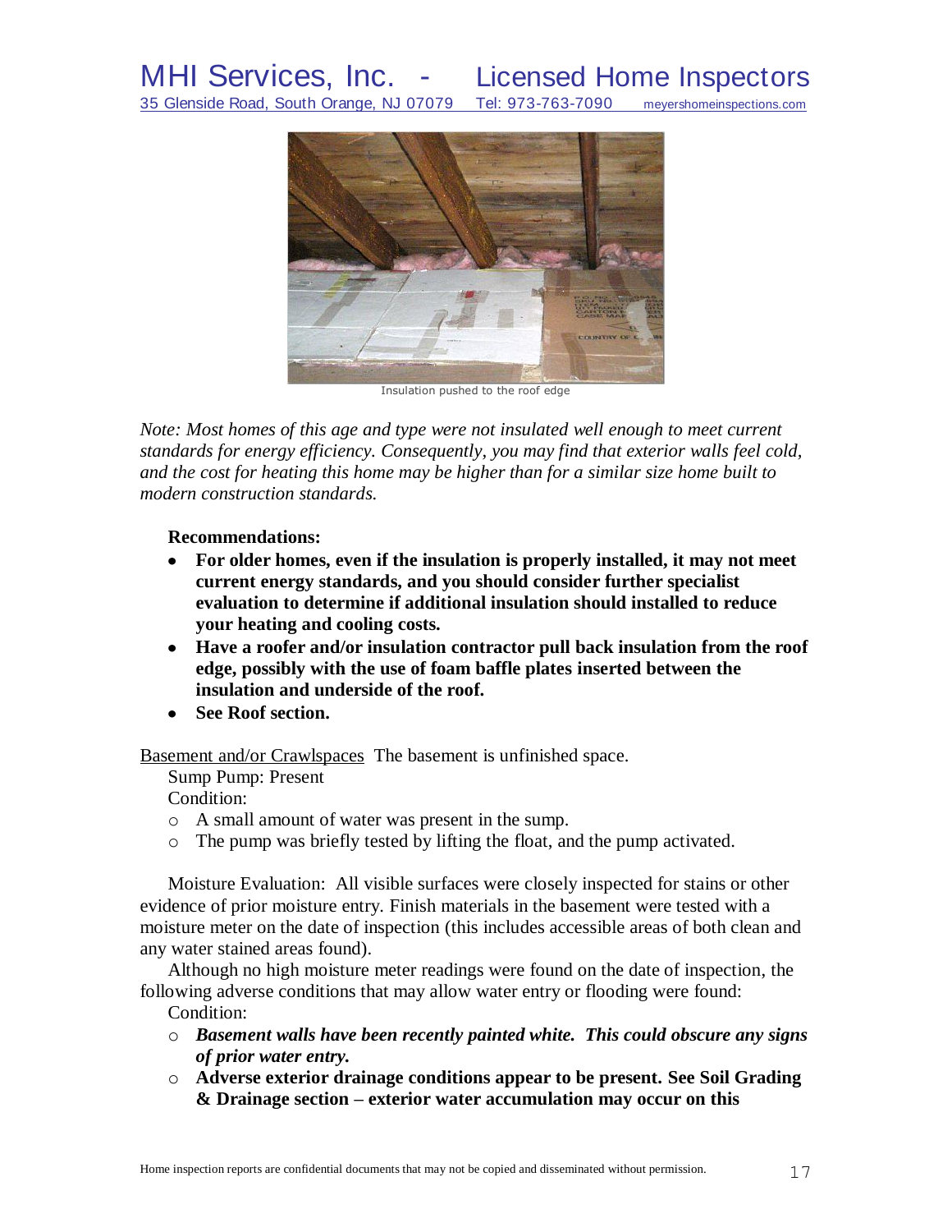Insulation pushed to the roof edge

*Note: Most homes of this age and type were not insulated well enough to meet current standards for energy efficiency. Consequently, you may find that exterior walls feel cold, and the cost for heating this home may be higher than for a similar size home built to modern construction standards.*

**Recommendations:**

- **For older homes, even if the insulation is properly installed, it may not meet current energy standards, and you should consider further specialist evaluation to determine if additional insulation should installed to reduce your heating and cooling costs.**
- **Have a roofer and/or insulation contractor pull back insulation from the roof edge, possibly with the use of foam baffle plates inserted between the insulation and underside of the roof.**
- **See Roof section.**

Basement and/or Crawlspaces The basement is unfinished space.

Sump Pump: Present

Condition:

- A small amount of water was present in the sump.
- The pump was briefly tested by lifting the float, and the pump activated.

Moisture Evaluation: All visible surfaces were closely inspected for stains or other evidence of prior moisture entry. Finish materials in the basement were tested with a moisture meter on the date of inspection (this includes accessible areas of both clean and any water stained areas found).

Although no high moisture meter readings were found on the date of inspection, the following adverse conditions that may allow water entry or flooding were found:

Condition:

- ***Basement walls have been recently painted white. This could obscure any signs of prior water entry.***
- **Adverse exterior drainage conditions appear to be present. See Soil Grading & Drainage section – exterior water accumulation may occur on this**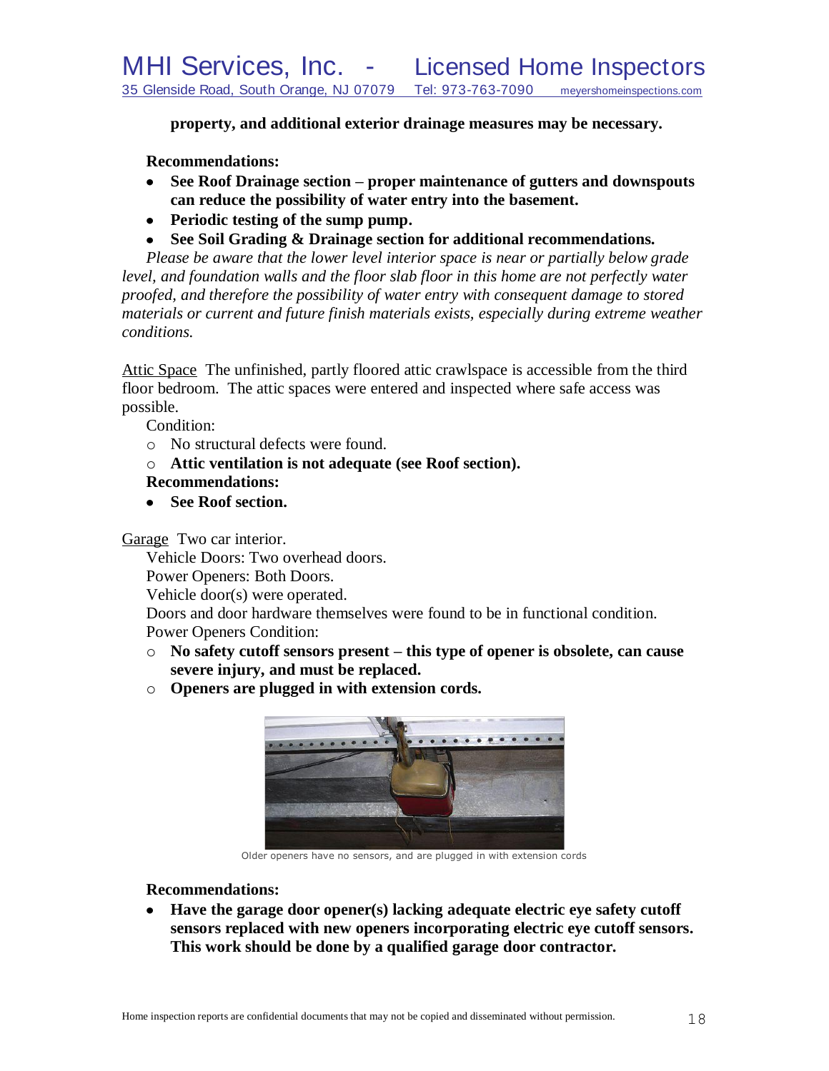**property, and additional exterior drainage measures may be necessary.**

**Recommendations:**

- **See Roof Drainage section – proper maintenance of gutters and downspouts can reduce the possibility of water entry into the basement.**
- **Periodic testing of the sump pump.**
- **See Soil Grading & Drainage section for additional recommendations.**

*Please be aware that the lower level interior space is near or partially below grade level, and foundation walls and the floor slab floor in this home are not perfectly water proofed, and therefore the possibility of water entry with consequent damage to stored materials or current and future finish materials exists, especially during extreme weather conditions.*

Attic Space The unfinished, partly floored attic crawlspace is accessible from the third floor bedroom. The attic spaces were entered and inspected where safe access was possible.

Condition:

- No structural defects were found.
- **Attic ventilation is not adequate (see Roof section).**

**Recommendations:**

- **See Roof section.**

Garage Two car interior.

Vehicle Doors: Two overhead doors.

Power Openers: Both Doors.

Vehicle door(s) were operated.

Doors and door hardware themselves were found to be in functional condition.

Power Openers Condition:

- **No safety cutoff sensors present – this type of opener is obsolete, can cause severe injury, and must be replaced.**
- **Openers are plugged in with extension cords.**

Older openers have no sensors, and are plugged in with extension cords

**Recommendations:**

- **Have the garage door opener(s) lacking adequate electric eye safety cutoff sensors replaced with new openers incorporating electric eye cutoff sensors. This work should be done by a qualified garage door contractor.**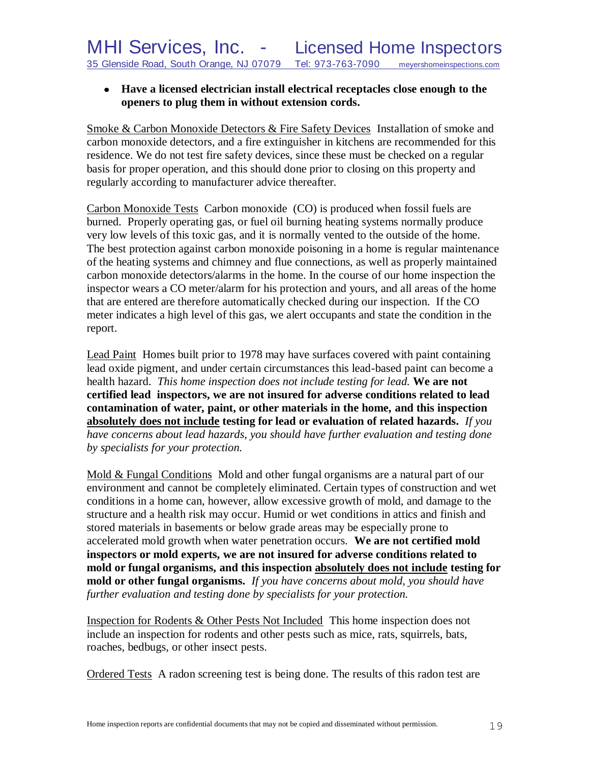- **Have a licensed electrician install electrical receptacles close enough to the openers to plug them in without extension cords.**

Smoke & Carbon Monoxide Detectors & Fire Safety Devices  Installation of smoke and carbon monoxide detectors, and a fire extinguisher in kitchens are recommended for this residence. We do not test fire safety devices, since these must be checked on a regular basis for proper operation, and this should done prior to closing on this property and regularly according to manufacturer advice thereafter.

Carbon Monoxide Tests  Carbon monoxide (CO) is produced when fossil fuels are burned. Properly operating gas, or fuel oil burning heating systems normally produce very low levels of this toxic gas, and it is normally vented to the outside of the home. The best protection against carbon monoxide poisoning in a home is regular maintenance of the heating systems and chimney and flue connections, as well as properly maintained carbon monoxide detectors/alarms in the home. In the course of our home inspection the inspector wears a CO meter/alarm for his protection and yours, and all areas of the home that are entered are therefore automatically checked during our inspection. If the CO meter indicates a high level of this gas, we alert occupants and state the condition in the report.

Lead Paint  Homes built prior to 1978 may have surfaces covered with paint containing lead oxide pigment, and under certain circumstances this lead-based paint can become a health hazard. *This home inspection does not include testing for lead.* **We are not certified lead inspectors, we are not insured for adverse conditions related to lead contamination of water, paint, or other materials in the home, and this inspection absolutely does not include testing for lead or evaluation of related hazards.** *If you have concerns about lead hazards, you should have further evaluation and testing done by specialists for your protection.*

Mold & Fungal Conditions  Mold and other fungal organisms are a natural part of our environment and cannot be completely eliminated. Certain types of construction and wet conditions in a home can, however, allow excessive growth of mold, and damage to the structure and a health risk may occur. Humid or wet conditions in attics and finish and stored materials in basements or below grade areas may be especially prone to accelerated mold growth when water penetration occurs. **We are not certified mold inspectors or mold experts, we are not insured for adverse conditions related to mold or fungal organisms, and this inspection absolutely does not include testing for mold or other fungal organisms.** *If you have concerns about mold, you should have further evaluation and testing done by specialists for your protection.*

Inspection for Rodents & Other Pests Not Included  This home inspection does not include an inspection for rodents and other pests such as mice, rats, squirrels, bats, roaches, bedbugs, or other insect pests.

Ordered Tests  A radon screening test is being done. The results of this radon test are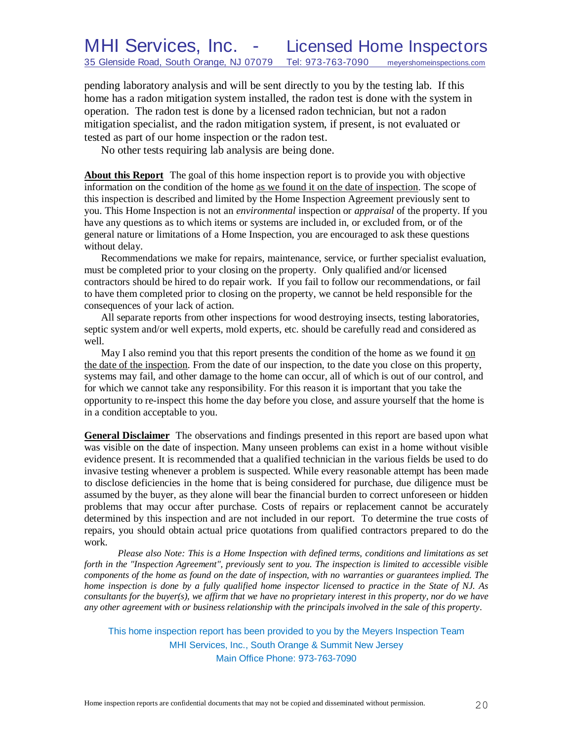pending laboratory analysis and will be sent directly to you by the testing lab. If this home has a radon mitigation system installed, the radon test is done with the system in operation. The radon test is done by a licensed radon technician, but not a radon mitigation specialist, and the radon mitigation system, if present, is not evaluated or tested as part of our home inspection or the radon test.

No other tests requiring lab analysis are being done.

**About this Report** The goal of this home inspection report is to provide you with objective information on the condition of the home as we found it on the date of inspection. The scope of this inspection is described and limited by the Home Inspection Agreement previously sent to you. This Home Inspection is not an *environmental* inspection or *appraisal* of the property. If you have any questions as to which items or systems are included in, or excluded from, or of the general nature or limitations of a Home Inspection, you are encouraged to ask these questions without delay.

Recommendations we make for repairs, maintenance, service, or further specialist evaluation, must be completed prior to your closing on the property. Only qualified and/or licensed contractors should be hired to do repair work. If you fail to follow our recommendations, or fail to have them completed prior to closing on the property, we cannot be held responsible for the consequences of your lack of action.

All separate reports from other inspections for wood destroying insects, testing laboratories, septic system and/or well experts, mold experts, etc. should be carefully read and considered as well.

May I also remind you that this report presents the condition of the home as we found it on the date of the inspection. From the date of our inspection, to the date you close on this property, systems may fail, and other damage to the home can occur, all of which is out of our control, and for which we cannot take any responsibility. For this reason it is important that you take the opportunity to re-inspect this home the day before you close, and assure yourself that the home is in a condition acceptable to you.

**General Disclaimer** The observations and findings presented in this report are based upon what was visible on the date of inspection. Many unseen problems can exist in a home without visible evidence present. It is recommended that a qualified technician in the various fields be used to do invasive testing whenever a problem is suspected. While every reasonable attempt has been made to disclose deficiencies in the home that is being considered for purchase, due diligence must be assumed by the buyer, as they alone will bear the financial burden to correct unforeseen or hidden problems that may occur after purchase. Costs of repairs or replacement cannot be accurately determined by this inspection and are not included in our report. To determine the true costs of repairs, you should obtain actual price quotations from qualified contractors prepared to do the work.

*Please also Note: This is a Home Inspection with defined terms, conditions and limitations as set forth in the "Inspection Agreement", previously sent to you. The inspection is limited to accessible visible components of the home as found on the date of inspection, with no warranties or guarantees implied. The home inspection is done by a fully qualified home inspector licensed to practice in the State of NJ. As consultants for the buyer(s), we affirm that we have no proprietary interest in this property, nor do we have any other agreement with or business relationship with the principals involved in the sale of this property.*

This home inspection report has been provided to you by the Meyers Inspection Team
MHI Services, Inc., South Orange & Summit New Jersey
Main Office Phone: 973-763-7090